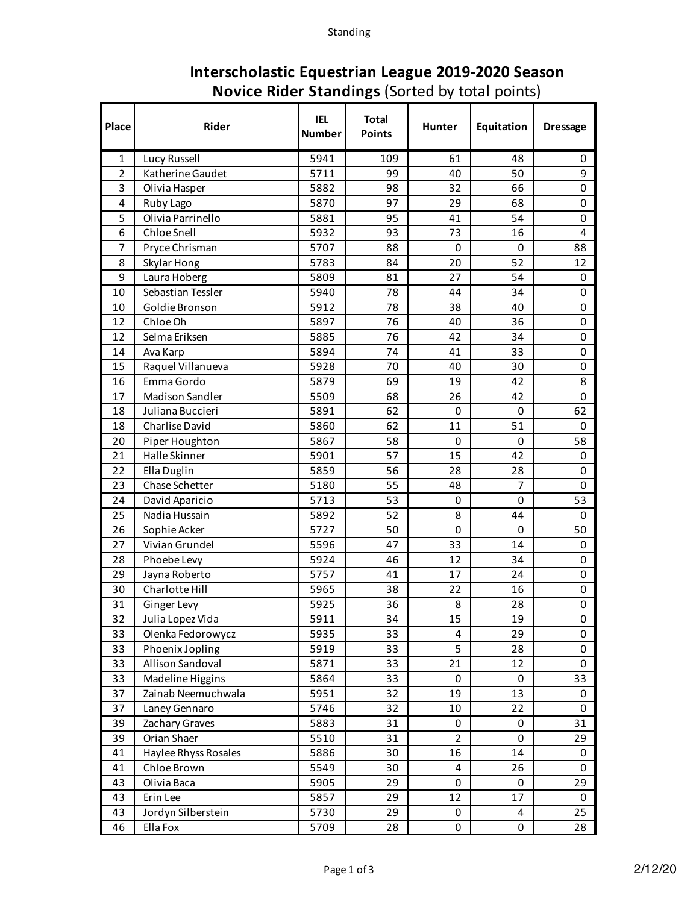# Interscholastic Equestrian League 2019-2020 Season

## **Novice Rider Standings** (Sorted by total points)

| Place | Rider | IEL Number | Total Points | Hunter | Equitation | Dressage |
|---|---|---|---|---|---|---|
| 1 | Lucy Russell | 5941 | 109 | 61 | 48 | 0 |
| 2 | Katherine Gaudet | 5711 | 99 | 40 | 50 | 9 |
| 3 | Olivia Hasper | 5882 | 98 | 32 | 66 | 0 |
| 4 | Ruby Lago | 5870 | 97 | 29 | 68 | 0 |
| 5 | Olivia Parrinello | 5881 | 95 | 41 | 54 | 0 |
| 6 | Chloe Snell | 5932 | 93 | 73 | 16 | 4 |
| 7 | Pryce Chrisman | 5707 | 88 | 0 | 0 | 88 |
| 8 | Skylar Hong | 5783 | 84 | 20 | 52 | 12 |
| 9 | Laura Hoberg | 5809 | 81 | 27 | 54 | 0 |
| 10 | Sebastian Tessler | 5940 | 78 | 44 | 34 | 0 |
| 10 | Goldie Bronson | 5912 | 78 | 38 | 40 | 0 |
| 12 | Chloe Oh | 5897 | 76 | 40 | 36 | 0 |
| 12 | Selma Eriksen | 5885 | 76 | 42 | 34 | 0 |
| 14 | Ava Karp | 5894 | 74 | 41 | 33 | 0 |
| 15 | Raquel Villanueva | 5928 | 70 | 40 | 30 | 0 |
| 16 | Emma Gordo | 5879 | 69 | 19 | 42 | 8 |
| 17 | Madison Sandler | 5509 | 68 | 26 | 42 | 0 |
| 18 | Juliana Buccieri | 5891 | 62 | 0 | 0 | 62 |
| 18 | Charlise David | 5860 | 62 | 11 | 51 | 0 |
| 20 | Piper Houghton | 5867 | 58 | 0 | 0 | 58 |
| 21 | Halle Skinner | 5901 | 57 | 15 | 42 | 0 |
| 22 | Ella Duglin | 5859 | 56 | 28 | 28 | 0 |
| 23 | Chase Schetter | 5180 | 55 | 48 | 7 | 0 |
| 24 | David Aparicio | 5713 | 53 | 0 | 0 | 53 |
| 25 | Nadia Hussain | 5892 | 52 | 8 | 44 | 0 |
| 26 | Sophie Acker | 5727 | 50 | 0 | 0 | 50 |
| 27 | Vivian Grundel | 5596 | 47 | 33 | 14 | 0 |
| 28 | Phoebe Levy | 5924 | 46 | 12 | 34 | 0 |
| 29 | Jayna Roberto | 5757 | 41 | 17 | 24 | 0 |
| 30 | Charlotte Hill | 5965 | 38 | 22 | 16 | 0 |
| 31 | Ginger Levy | 5925 | 36 | 8 | 28 | 0 |
| 32 | Julia Lopez Vida | 5911 | 34 | 15 | 19 | 0 |
| 33 | Olenka Fedorowycz | 5935 | 33 | 4 | 29 | 0 |
| 33 | Phoenix Jopling | 5919 | 33 | 5 | 28 | 0 |
| 33 | Allison Sandoval | 5871 | 33 | 21 | 12 | 0 |
| 33 | Madeline Higgins | 5864 | 33 | 0 | 0 | 33 |
| 37 | Zainab Neemuchwala | 5951 | 32 | 19 | 13 | 0 |
| 37 | Laney Gennaro | 5746 | 32 | 10 | 22 | 0 |
| 39 | Zachary Graves | 5883 | 31 | 0 | 0 | 31 |
| 39 | Orian Shaer | 5510 | 31 | 2 | 0 | 29 |
| 41 | Haylee Rhyss Rosales | 5886 | 30 | 16 | 14 | 0 |
| 41 | Chloe Brown | 5549 | 30 | 4 | 26 | 0 |
| 43 | Olivia Baca | 5905 | 29 | 0 | 0 | 29 |
| 43 | Erin Lee | 5857 | 29 | 12 | 17 | 0 |
| 43 | Jordyn Silberstein | 5730 | 29 | 0 | 4 | 25 |
| 46 | Ella Fox | 5709 | 28 | 0 | 0 | 28 |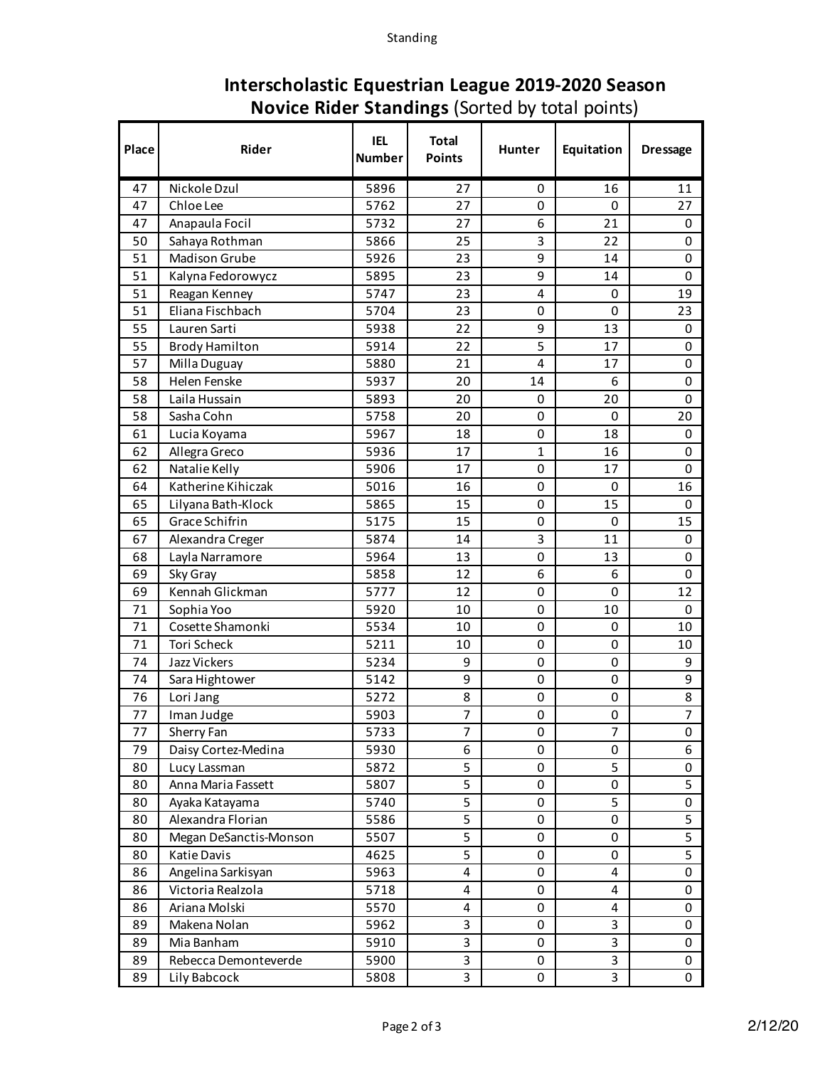# Interscholastic Equestrian League 2019-2020 Season

## **Novice Rider Standings** (Sorted by total points)

| Place | Rider | IEL Number | Total Points | Hunter | Equitation | Dressage |
|---|---|---|---|---|---|---|
| 47 | Nickole Dzul | 5896 | 27 | 0 | 16 | 11 |
| 47 | Chloe Lee | 5762 | 27 | 0 | 0 | 27 |
| 47 | Anapaula Focil | 5732 | 27 | 6 | 21 | 0 |
| 50 | Sahaya Rothman | 5866 | 25 | 3 | 22 | 0 |
| 51 | Madison Grube | 5926 | 23 | 9 | 14 | 0 |
| 51 | Kalyna Fedorowycz | 5895 | 23 | 9 | 14 | 0 |
| 51 | Reagan Kenney | 5747 | 23 | 4 | 0 | 19 |
| 51 | Eliana Fischbach | 5704 | 23 | 0 | 0 | 23 |
| 55 | Lauren Sarti | 5938 | 22 | 9 | 13 | 0 |
| 55 | Brody Hamilton | 5914 | 22 | 5 | 17 | 0 |
| 57 | Milla Duguay | 5880 | 21 | 4 | 17 | 0 |
| 58 | Helen Fenske | 5937 | 20 | 14 | 6 | 0 |
| 58 | Laila Hussain | 5893 | 20 | 0 | 20 | 0 |
| 58 | Sasha Cohn | 5758 | 20 | 0 | 0 | 20 |
| 61 | Lucia Koyama | 5967 | 18 | 0 | 18 | 0 |
| 62 | Allegra Greco | 5936 | 17 | 1 | 16 | 0 |
| 62 | Natalie Kelly | 5906 | 17 | 0 | 17 | 0 |
| 64 | Katherine Kihiczak | 5016 | 16 | 0 | 0 | 16 |
| 65 | Lilyana Bath-Klock | 5865 | 15 | 0 | 15 | 0 |
| 65 | Grace Schifrin | 5175 | 15 | 0 | 0 | 15 |
| 67 | Alexandra Creger | 5874 | 14 | 3 | 11 | 0 |
| 68 | Layla Narramore | 5964 | 13 | 0 | 13 | 0 |
| 69 | Sky Gray | 5858 | 12 | 6 | 6 | 0 |
| 69 | Kennah Glickman | 5777 | 12 | 0 | 0 | 12 |
| 71 | Sophia Yoo | 5920 | 10 | 0 | 10 | 0 |
| 71 | Cosette Shamonki | 5534 | 10 | 0 | 0 | 10 |
| 71 | Tori Scheck | 5211 | 10 | 0 | 0 | 10 |
| 74 | Jazz Vickers | 5234 | 9 | 0 | 0 | 9 |
| 74 | Sara Hightower | 5142 | 9 | 0 | 0 | 9 |
| 76 | Lori Jang | 5272 | 8 | 0 | 0 | 8 |
| 77 | Iman Judge | 5903 | 7 | 0 | 0 | 7 |
| 77 | Sherry Fan | 5733 | 7 | 0 | 7 | 0 |
| 79 | Daisy Cortez-Medina | 5930 | 6 | 0 | 0 | 6 |
| 80 | Lucy Lassman | 5872 | 5 | 0 | 5 | 0 |
| 80 | Anna Maria Fassett | 5807 | 5 | 0 | 0 | 5 |
| 80 | Ayaka Katayama | 5740 | 5 | 0 | 5 | 0 |
| 80 | Alexandra Florian | 5586 | 5 | 0 | 0 | 5 |
| 80 | Megan DeSanctis-Monson | 5507 | 5 | 0 | 0 | 5 |
| 80 | Katie Davis | 4625 | 5 | 0 | 0 | 5 |
| 86 | Angelina Sarkisyan | 5963 | 4 | 0 | 4 | 0 |
| 86 | Victoria Realzola | 5718 | 4 | 0 | 4 | 0 |
| 86 | Ariana Molski | 5570 | 4 | 0 | 4 | 0 |
| 89 | Makena Nolan | 5962 | 3 | 0 | 3 | 0 |
| 89 | Mia Banham | 5910 | 3 | 0 | 3 | 0 |
| 89 | Rebecca Demonteverde | 5900 | 3 | 0 | 3 | 0 |
| 89 | Lily Babcock | 5808 | 3 | 0 | 3 | 0 |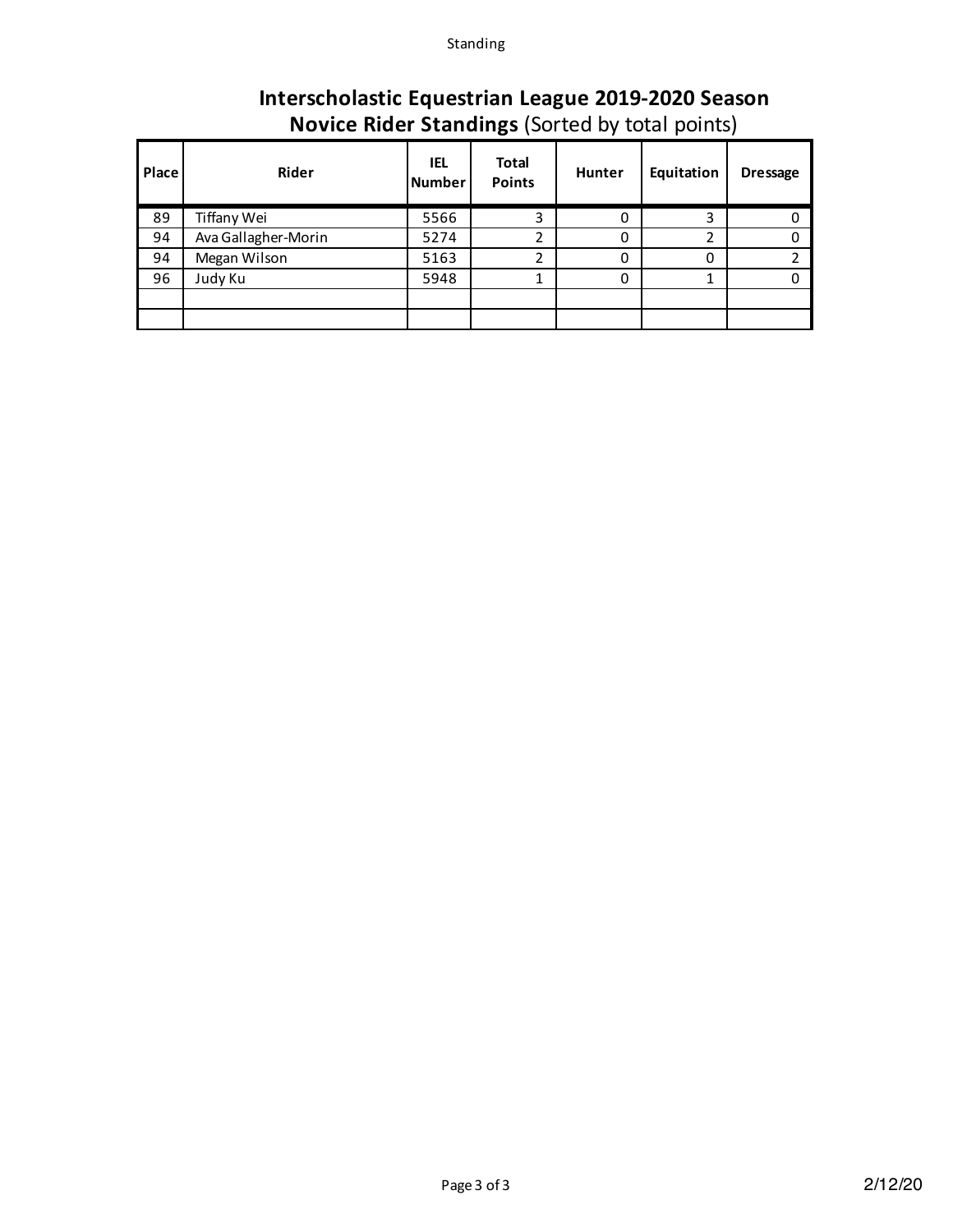# Interscholastic Equestrian League 2019-2020 Season

## **Novice Rider Standings** (Sorted by total points)

| Place | Rider | IEL Number | Total Points | Hunter | Equitation | Dressage |
|---|---|---|---|---|---|---|
| 89 | Tiffany Wei | 5566 | 3 | 0 | 3 | 0 |
| 94 | Ava Gallagher-Morin | 5274 | 2 | 0 | 2 | 0 |
| 94 | Megan Wilson | 5163 | 2 | 0 | 0 | 2 |
| 96 | Judy Ku | 5948 | 1 | 0 | 1 | 0 |
| | | | | | | |
| | | | | | | |

2/12/20